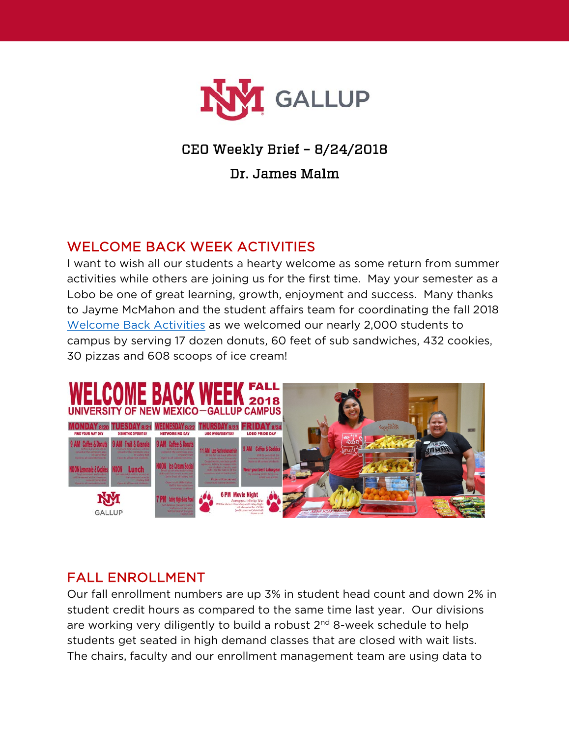# CEO Weekly Brief – 8/24/2018

## Dr. James Malm

## WELCOME BACK WEEK ACTIVITIES

I want to wish all our students a hearty welcome as some return from summer activities while others are joining us for the first time. May your semester as a Lobo be one of great learning, growth, enjoyment and success. Many thanks to Jayme McMahon and the student affairs team for coordinating the fall 2018 Welcome Back Activities as we welcomed our nearly 2,000 students to campus by serving 17 dozen donuts, 60 feet of sub sandwiches, 432 cookies, 30 pizzas and 608 scoops of ice cream!

## FALL ENROLLMENT

Our fall enrollment numbers are up 3% in student head count and down 2% in student credit hours as compared to the same time last year. Our divisions are working very diligently to build a robust 2nd 8-week schedule to help students get seated in high demand classes that are closed with wait lists. The chairs, faculty and our enrollment management team are using data to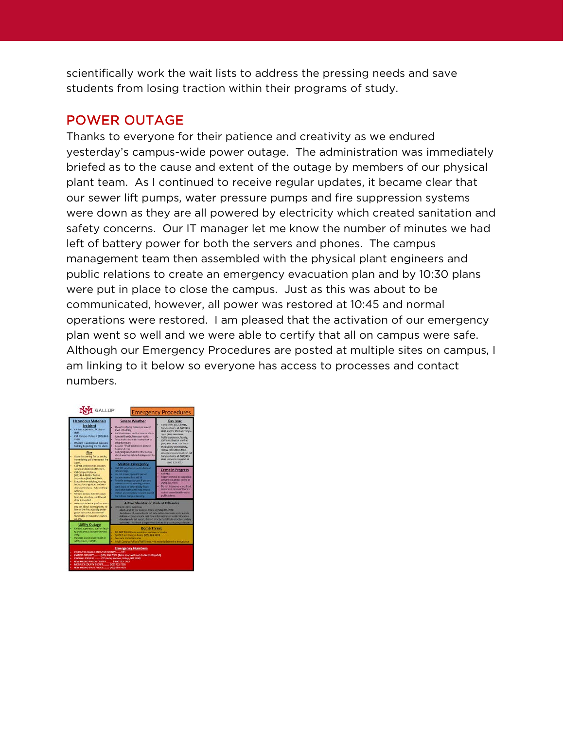scientifically work the wait lists to address the pressing needs and save students from losing traction within their programs of study.

## POWER OUTAGE

Thanks to everyone for their patience and creativity as we endured yesterday's campus-wide power outage. The administration was immediately briefed as to the cause and extent of the outage by members of our physical plant team. As I continued to receive regular updates, it became clear that our sewer lift pumps, water pressure pumps and fire suppression systems were down as they are all powered by electricity which created sanitation and safety concerns. Our IT manager let me know the number of minutes we had left of battery power for both the servers and phones. The campus management team then assembled with the physical plant engineers and public relations to create an emergency evacuation plan and by 10:30 plans were put in place to close the campus. Just as this was about to be communicated, however, all power was restored at 10:45 and normal operations were restored. I am pleased that the activation of our emergency plan went so well and we were able to certify that all on campus were safe. Although our Emergency Procedures are posted at multiple sites on campus, I am linking to it below so everyone has access to processes and contact numbers.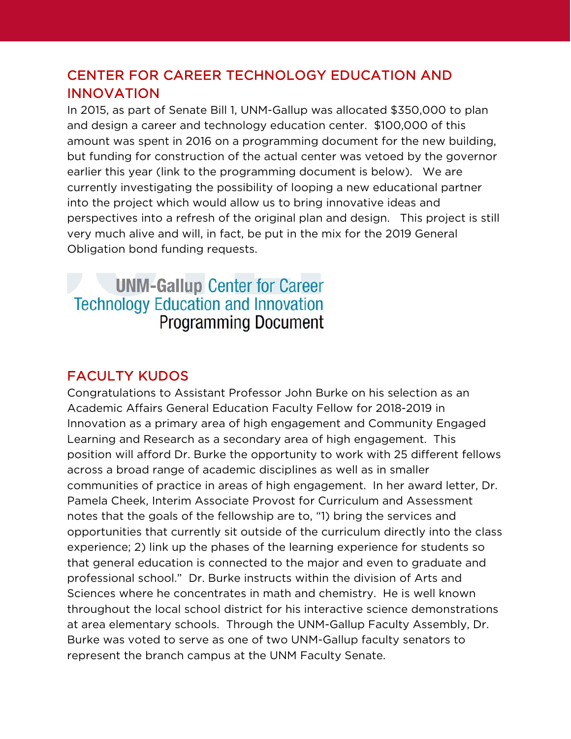## CENTER FOR CAREER TECHNOLOGY EDUCATION AND INNOVATION

In 2015, as part of Senate Bill 1, UNM-Gallup was allocated $350,000 to plan and design a career and technology education center. $100,000 of this amount was spent in 2016 on a programming document for the new building, but funding for construction of the actual center was vetoed by the governor earlier this year (link to the programming document is below). We are currently investigating the possibility of looping a new educational partner into the project which would allow us to bring innovative ideas and perspectives into a refresh of the original plan and design. This project is still very much alive and will, in fact, be put in the mix for the 2019 General Obligation bond funding requests.

UNM-Gallup Center for Career Technology Education and Innovation Programming Document

## FACULTY KUDOS

Congratulations to Assistant Professor John Burke on his selection as an Academic Affairs General Education Faculty Fellow for 2018-2019 in Innovation as a primary area of high engagement and Community Engaged Learning and Research as a secondary area of high engagement. This position will afford Dr. Burke the opportunity to work with 25 different fellows across a broad range of academic disciplines as well as in smaller communities of practice in areas of high engagement. In her award letter, Dr. Pamela Cheek, Interim Associate Provost for Curriculum and Assessment notes that the goals of the fellowship are to, "1) bring the services and opportunities that currently sit outside of the curriculum directly into the class experience; 2) link up the phases of the learning experience for students so that general education is connected to the major and even to graduate and professional school." Dr. Burke instructs within the division of Arts and Sciences where he concentrates in math and chemistry. He is well known throughout the local school district for his interactive science demonstrations at area elementary schools. Through the UNM-Gallup Faculty Assembly, Dr. Burke was voted to serve as one of two UNM-Gallup faculty senators to represent the branch campus at the UNM Faculty Senate.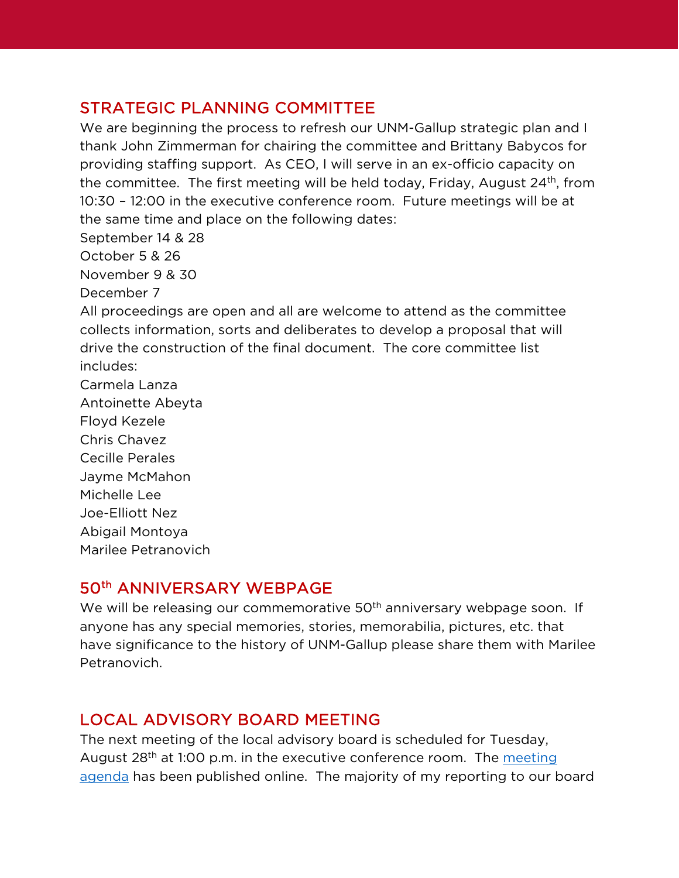## STRATEGIC PLANNING COMMITTEE

We are beginning the process to refresh our UNM-Gallup strategic plan and I thank John Zimmerman for chairing the committee and Brittany Babycos for providing staffing support. As CEO, I will serve in an ex-officio capacity on the committee. The first meeting will be held today, Friday, August 24th, from 10:30 – 12:00 in the executive conference room. Future meetings will be at the same time and place on the following dates:

September 14 & 28
October 5 & 26
November 9 & 30
December 7

All proceedings are open and all are welcome to attend as the committee collects information, sorts and deliberates to develop a proposal that will drive the construction of the final document. The core committee list includes:

Carmela Lanza
Antoinette Abeyta
Floyd Kezele
Chris Chavez
Cecille Perales
Jayme McMahon
Michelle Lee
Joe-Elliott Nez
Abigail Montoya
Marilee Petranovich

## 50th ANNIVERSARY WEBPAGE

We will be releasing our commemorative 50th anniversary webpage soon. If anyone has any special memories, stories, memorabilia, pictures, etc. that have significance to the history of UNM-Gallup please share them with Marilee Petranovich.

## LOCAL ADVISORY BOARD MEETING

The next meeting of the local advisory board is scheduled for Tuesday, August 28th at 1:00 p.m. in the executive conference room. The meeting agenda has been published online. The majority of my reporting to our board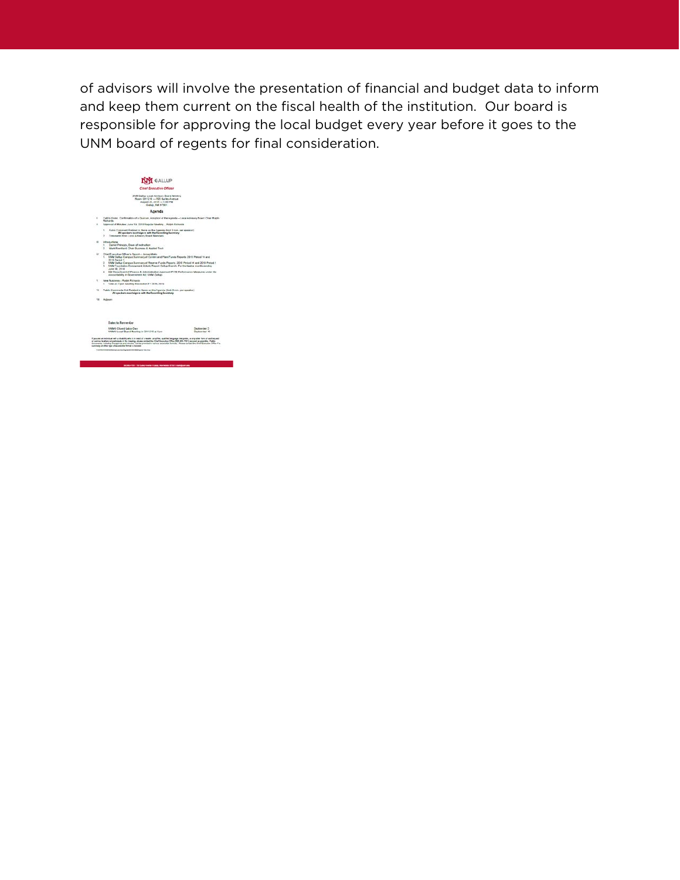of advisors will involve the presentation of financial and budget data to inform and keep them current on the fiscal health of the institution.  Our board is responsible for approving the local budget every year before it goes to the UNM board of regents for final consideration.